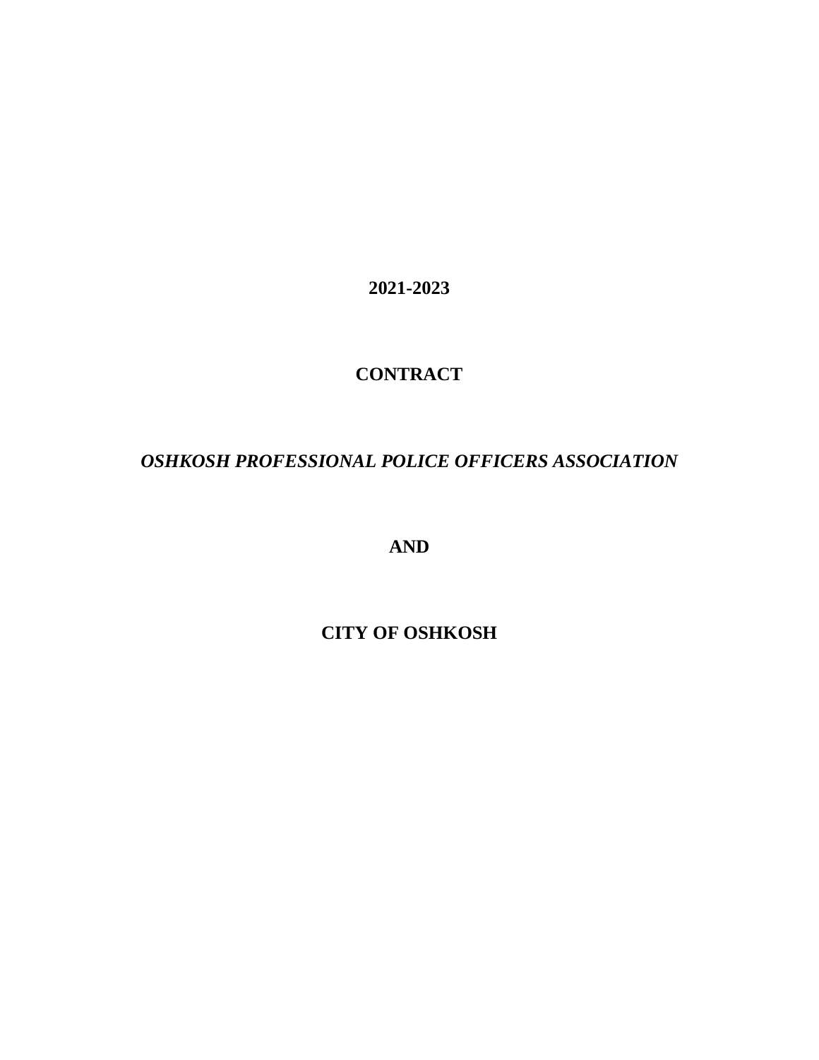**2021-2023**

**CONTRACT**

***OSHKOSH PROFESSIONAL POLICE OFFICERS ASSOCIATION***

**AND**

**CITY OF OSHKOSH**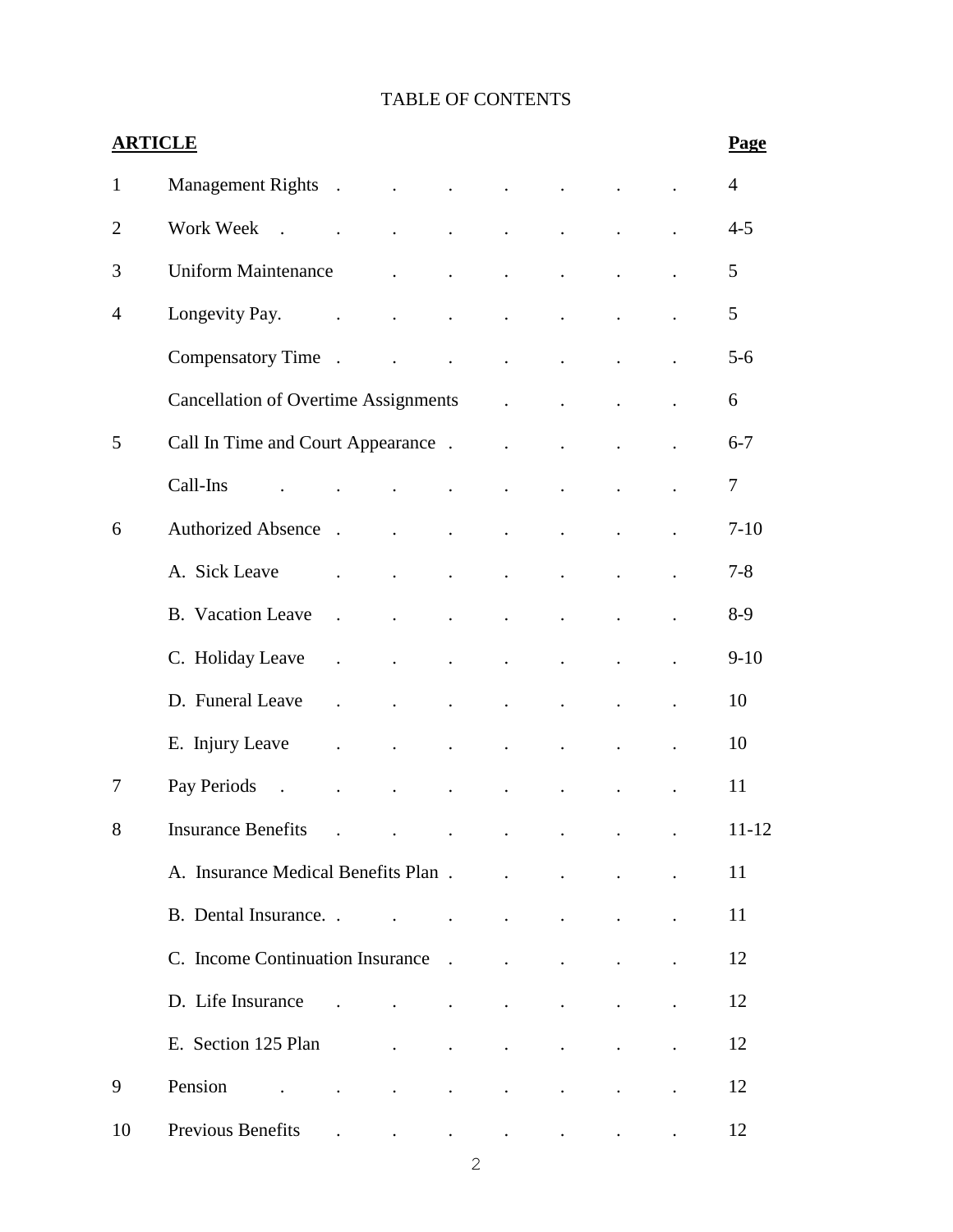# TABLE OF CONTENTS

| **ARTICLE** | | **Page** |
|---|---|---|
| 1 | Management Rights | 4 |
| 2 | Work Week | 4-5 |
| 3 | Uniform Maintenance | 5 |
| 4 | Longevity Pay. | 5 |
| | Compensatory Time | 5-6 |
| | Cancellation of Overtime Assignments | 6 |
| 5 | Call In Time and Court Appearance | 6-7 |
| | Call-Ins | 7 |
| 6 | Authorized Absence | 7-10 |
| | A. Sick Leave | 7-8 |
| | B. Vacation Leave | 8-9 |
| | C. Holiday Leave | 9-10 |
| | D. Funeral Leave | 10 |
| | E. Injury Leave | 10 |
| 7 | Pay Periods | 11 |
| 8 | Insurance Benefits | 11-12 |
| | A. Insurance Medical Benefits Plan | 11 |
| | B. Dental Insurance. | 11 |
| | C. Income Continuation Insurance | 12 |
| | D. Life Insurance | 12 |
| | E. Section 125 Plan | 12 |
| 9 | Pension | 12 |
| 10 | Previous Benefits | 12 |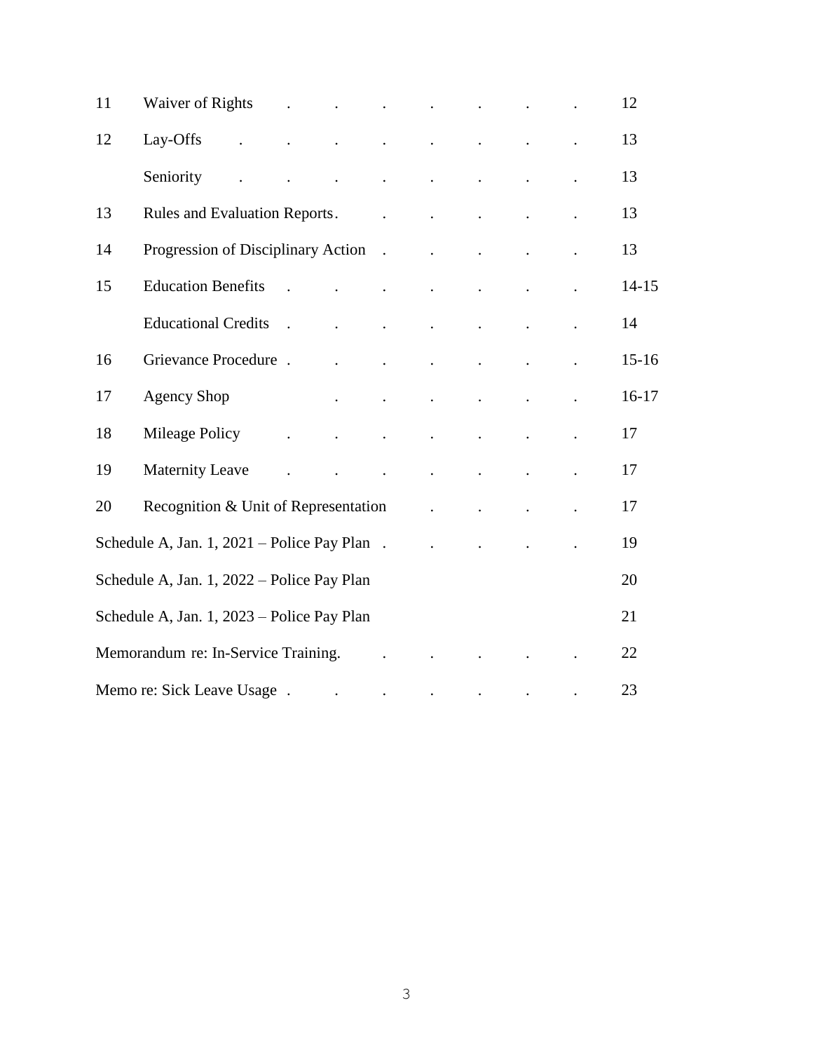| | | |
|---|---|---|
| 11 | Waiver of Rights | 12 |
| 12 | Lay-Offs | 13 |
| | Seniority | 13 |
| 13 | Rules and Evaluation Reports | 13 |
| 14 | Progression of Disciplinary Action | 13 |
| 15 | Education Benefits | 14-15 |
| | Educational Credits | 14 |
| 16 | Grievance Procedure | 15-16 |
| 17 | Agency Shop | 16-17 |
| 18 | Mileage Policy | 17 |
| 19 | Maternity Leave | 17 |
| 20 | Recognition & Unit of Representation | 17 |
| Schedule A, Jan. 1, 2021 – Police Pay Plan | | 19 |
| Schedule A, Jan. 1, 2022 – Police Pay Plan | | 20 |
| Schedule A, Jan. 1, 2023 – Police Pay Plan | | 21 |
| Memorandum re: In-Service Training. | | 22 |
| Memo re: Sick Leave Usage | | 23 |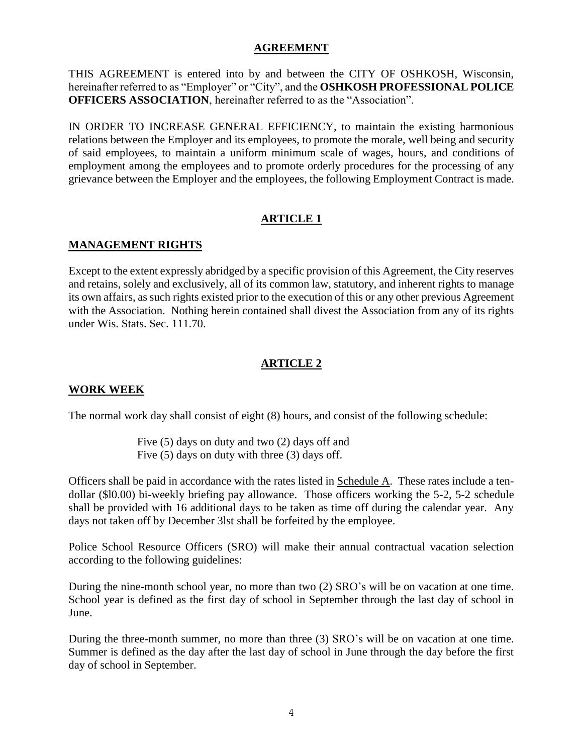# AGREEMENT

THIS AGREEMENT is entered into by and between the CITY OF OSHKOSH, Wisconsin, hereinafter referred to as "Employer" or "City", and the **OSHKOSH PROFESSIONAL POLICE OFFICERS ASSOCIATION**, hereinafter referred to as the "Association".

IN ORDER TO INCREASE GENERAL EFFICIENCY, to maintain the existing harmonious relations between the Employer and its employees, to promote the morale, well being and security of said employees, to maintain a uniform minimum scale of wages, hours, and conditions of employment among the employees and to promote orderly procedures for the processing of any grievance between the Employer and the employees, the following Employment Contract is made.

## ARTICLE 1

### MANAGEMENT RIGHTS

Except to the extent expressly abridged by a specific provision of this Agreement, the City reserves and retains, solely and exclusively, all of its common law, statutory, and inherent rights to manage its own affairs, as such rights existed prior to the execution of this or any other previous Agreement with the Association. Nothing herein contained shall divest the Association from any of its rights under Wis. Stats. Sec. 111.70.

## ARTICLE 2

### WORK WEEK

The normal work day shall consist of eight (8) hours, and consist of the following schedule:

Five (5) days on duty and two (2) days off and
Five (5) days on duty with three (3) days off.

Officers shall be paid in accordance with the rates listed in Schedule A. These rates include a ten-dollar ($l0.00) bi-weekly briefing pay allowance. Those officers working the 5-2, 5-2 schedule shall be provided with 16 additional days to be taken as time off during the calendar year. Any days not taken off by December 3lst shall be forfeited by the employee.

Police School Resource Officers (SRO) will make their annual contractual vacation selection according to the following guidelines:

During the nine-month school year, no more than two (2) SRO's will be on vacation at one time. School year is defined as the first day of school in September through the last day of school in June.

During the three-month summer, no more than three (3) SRO's will be on vacation at one time. Summer is defined as the day after the last day of school in June through the day before the first day of school in September.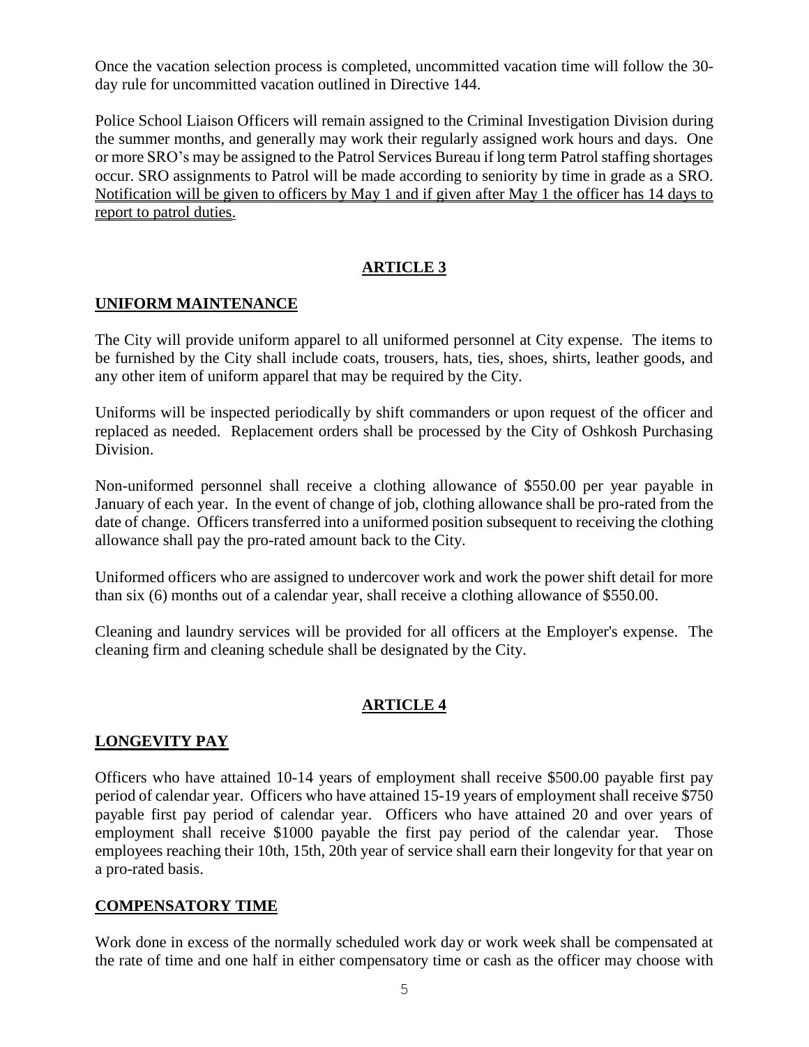Once the vacation selection process is completed, uncommitted vacation time will follow the 30-day rule for uncommitted vacation outlined in Directive 144.

Police School Liaison Officers will remain assigned to the Criminal Investigation Division during the summer months, and generally may work their regularly assigned work hours and days. One or more SRO's may be assigned to the Patrol Services Bureau if long term Patrol staffing shortages occur. SRO assignments to Patrol will be made according to seniority by time in grade as a SRO. <u>Notification will be given to officers by May 1 and if given after May 1 the officer has 14 days to report to patrol duties</u>.

## ARTICLE 3

### UNIFORM MAINTENANCE

The City will provide uniform apparel to all uniformed personnel at City expense. The items to be furnished by the City shall include coats, trousers, hats, ties, shoes, shirts, leather goods, and any other item of uniform apparel that may be required by the City.

Uniforms will be inspected periodically by shift commanders or upon request of the officer and replaced as needed. Replacement orders shall be processed by the City of Oshkosh Purchasing Division.

Non-uniformed personnel shall receive a clothing allowance of $550.00 per year payable in January of each year. In the event of change of job, clothing allowance shall be pro-rated from the date of change. Officers transferred into a uniformed position subsequent to receiving the clothing allowance shall pay the pro-rated amount back to the City.

Uniformed officers who are assigned to undercover work and work the power shift detail for more than six (6) months out of a calendar year, shall receive a clothing allowance of $550.00.

Cleaning and laundry services will be provided for all officers at the Employer's expense. The cleaning firm and cleaning schedule shall be designated by the City.

## ARTICLE 4

### LONGEVITY PAY

Officers who have attained 10-14 years of employment shall receive $500.00 payable first pay period of calendar year. Officers who have attained 15-19 years of employment shall receive $750 payable first pay period of calendar year. Officers who have attained 20 and over years of employment shall receive $1000 payable the first pay period of the calendar year. Those employees reaching their 10th, 15th, 20th year of service shall earn their longevity for that year on a pro-rated basis.

### COMPENSATORY TIME

Work done in excess of the normally scheduled work day or work week shall be compensated at the rate of time and one half in either compensatory time or cash as the officer may choose with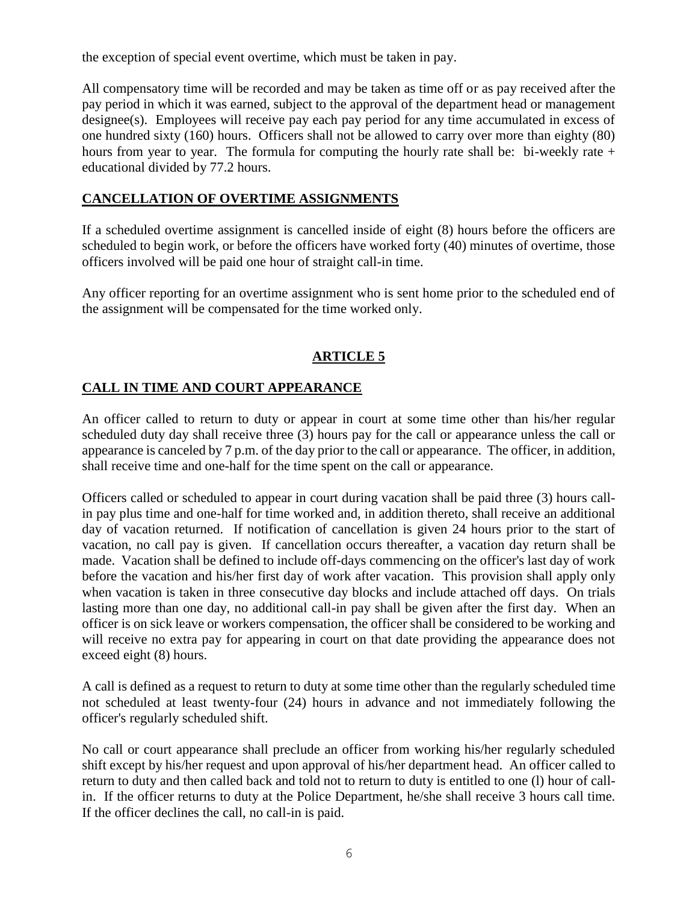the exception of special event overtime, which must be taken in pay.

All compensatory time will be recorded and may be taken as time off or as pay received after the pay period in which it was earned, subject to the approval of the department head or management designee(s). Employees will receive pay each pay period for any time accumulated in excess of one hundred sixty (160) hours. Officers shall not be allowed to carry over more than eighty (80) hours from year to year. The formula for computing the hourly rate shall be: bi-weekly rate + educational divided by 77.2 hours.

## CANCELLATION OF OVERTIME ASSIGNMENTS

If a scheduled overtime assignment is cancelled inside of eight (8) hours before the officers are scheduled to begin work, or before the officers have worked forty (40) minutes of overtime, those officers involved will be paid one hour of straight call-in time.

Any officer reporting for an overtime assignment who is sent home prior to the scheduled end of the assignment will be compensated for the time worked only.

# ARTICLE 5

## CALL IN TIME AND COURT APPEARANCE

An officer called to return to duty or appear in court at some time other than his/her regular scheduled duty day shall receive three (3) hours pay for the call or appearance unless the call or appearance is canceled by 7 p.m. of the day prior to the call or appearance. The officer, in addition, shall receive time and one-half for the time spent on the call or appearance.

Officers called or scheduled to appear in court during vacation shall be paid three (3) hours call-in pay plus time and one-half for time worked and, in addition thereto, shall receive an additional day of vacation returned. If notification of cancellation is given 24 hours prior to the start of vacation, no call pay is given. If cancellation occurs thereafter, a vacation day return shall be made. Vacation shall be defined to include off-days commencing on the officer's last day of work before the vacation and his/her first day of work after vacation. This provision shall apply only when vacation is taken in three consecutive day blocks and include attached off days. On trials lasting more than one day, no additional call-in pay shall be given after the first day. When an officer is on sick leave or workers compensation, the officer shall be considered to be working and will receive no extra pay for appearing in court on that date providing the appearance does not exceed eight (8) hours.

A call is defined as a request to return to duty at some time other than the regularly scheduled time not scheduled at least twenty-four (24) hours in advance and not immediately following the officer's regularly scheduled shift.

No call or court appearance shall preclude an officer from working his/her regularly scheduled shift except by his/her request and upon approval of his/her department head. An officer called to return to duty and then called back and told not to return to duty is entitled to one (l) hour of call-in. If the officer returns to duty at the Police Department, he/she shall receive 3 hours call time. If the officer declines the call, no call-in is paid.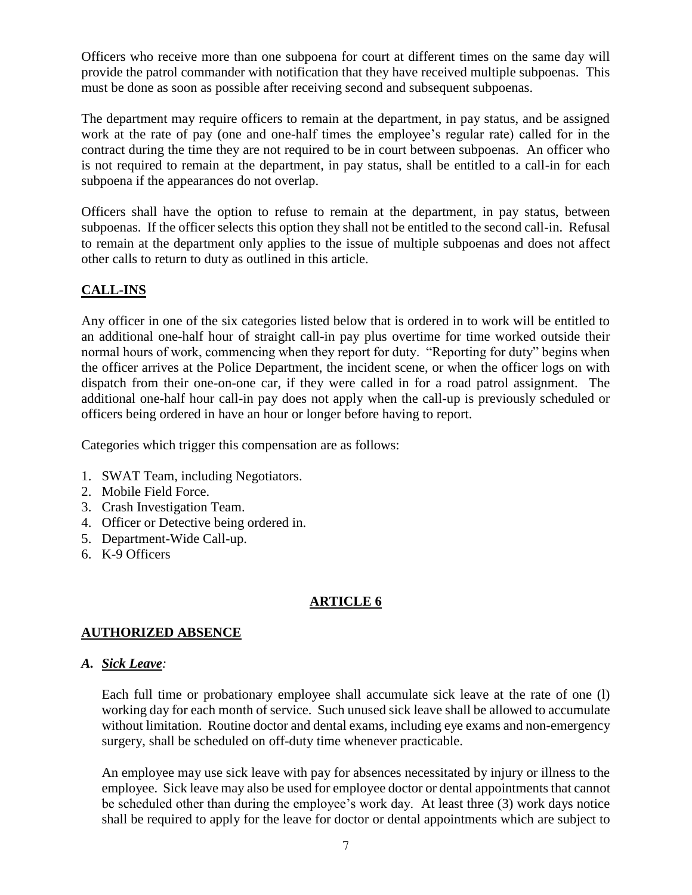Officers who receive more than one subpoena for court at different times on the same day will provide the patrol commander with notification that they have received multiple subpoenas. This must be done as soon as possible after receiving second and subsequent subpoenas.

The department may require officers to remain at the department, in pay status, and be assigned work at the rate of pay (one and one-half times the employee's regular rate) called for in the contract during the time they are not required to be in court between subpoenas. An officer who is not required to remain at the department, in pay status, shall be entitled to a call-in for each subpoena if the appearances do not overlap.

Officers shall have the option to refuse to remain at the department, in pay status, between subpoenas. If the officer selects this option they shall not be entitled to the second call-in. Refusal to remain at the department only applies to the issue of multiple subpoenas and does not affect other calls to return to duty as outlined in this article.

## **CALL-INS**

Any officer in one of the six categories listed below that is ordered in to work will be entitled to an additional one-half hour of straight call-in pay plus overtime for time worked outside their normal hours of work, commencing when they report for duty. "Reporting for duty" begins when the officer arrives at the Police Department, the incident scene, or when the officer logs on with dispatch from their one-on-one car, if they were called in for a road patrol assignment. The additional one-half hour call-in pay does not apply when the call-up is previously scheduled or officers being ordered in have an hour or longer before having to report.

Categories which trigger this compensation are as follows:

1. SWAT Team, including Negotiators.
2. Mobile Field Force.
3. Crash Investigation Team.
4. Officer or Detective being ordered in.
5. Department-Wide Call-up.
6. K-9 Officers

# **ARTICLE 6**

## **AUTHORIZED ABSENCE**

### *A. Sick Leave:*

Each full time or probationary employee shall accumulate sick leave at the rate of one (l) working day for each month of service. Such unused sick leave shall be allowed to accumulate without limitation. Routine doctor and dental exams, including eye exams and non-emergency surgery, shall be scheduled on off-duty time whenever practicable.

An employee may use sick leave with pay for absences necessitated by injury or illness to the employee. Sick leave may also be used for employee doctor or dental appointments that cannot be scheduled other than during the employee's work day. At least three (3) work days notice shall be required to apply for the leave for doctor or dental appointments which are subject to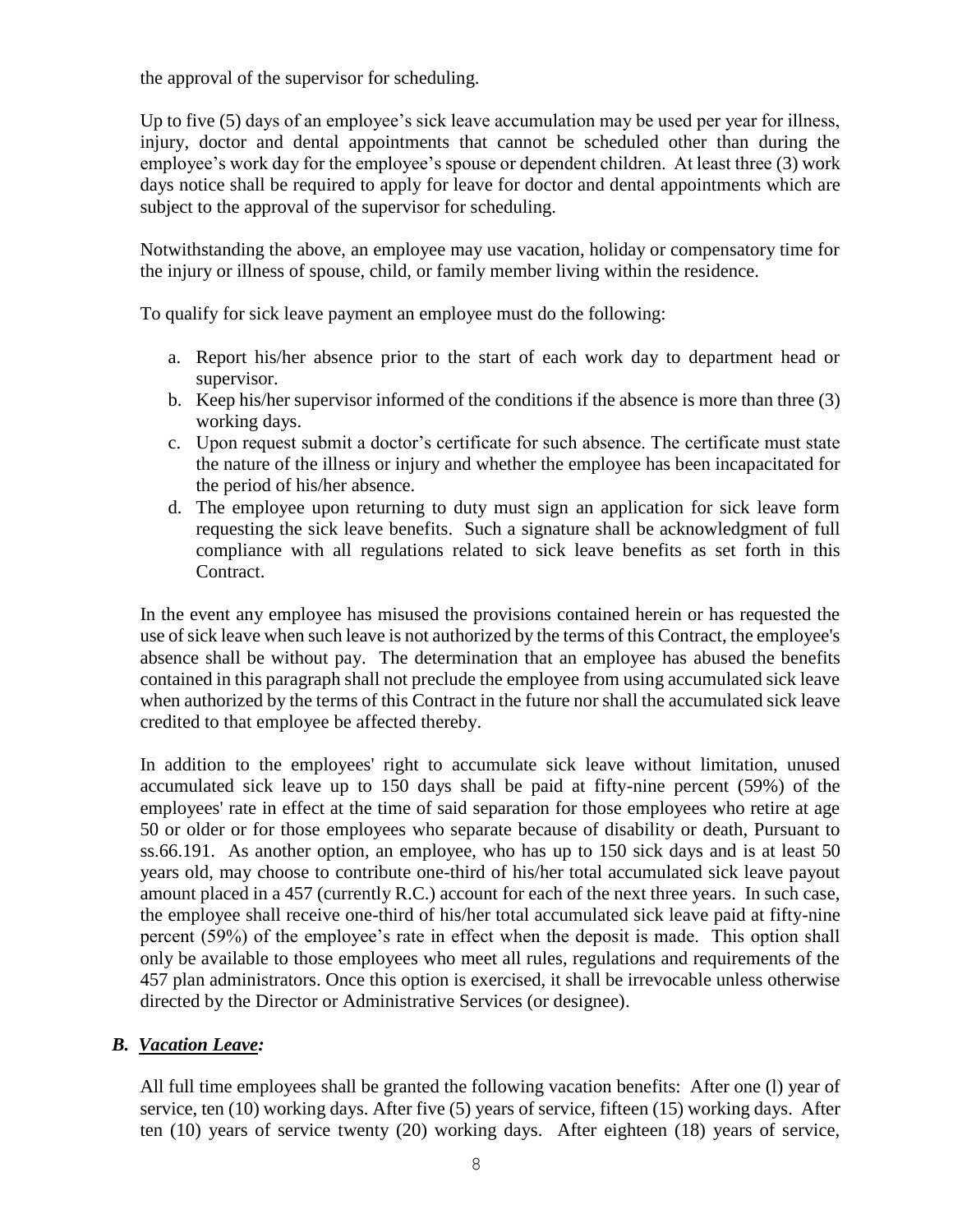the approval of the supervisor for scheduling.

Up to five (5) days of an employee's sick leave accumulation may be used per year for illness, injury, doctor and dental appointments that cannot be scheduled other than during the employee's work day for the employee's spouse or dependent children. At least three (3) work days notice shall be required to apply for leave for doctor and dental appointments which are subject to the approval of the supervisor for scheduling.

Notwithstanding the above, an employee may use vacation, holiday or compensatory time for the injury or illness of spouse, child, or family member living within the residence.

To qualify for sick leave payment an employee must do the following:

a. Report his/her absence prior to the start of each work day to department head or supervisor.
b. Keep his/her supervisor informed of the conditions if the absence is more than three (3) working days.
c. Upon request submit a doctor's certificate for such absence. The certificate must state the nature of the illness or injury and whether the employee has been incapacitated for the period of his/her absence.
d. The employee upon returning to duty must sign an application for sick leave form requesting the sick leave benefits. Such a signature shall be acknowledgment of full compliance with all regulations related to sick leave benefits as set forth in this Contract.

In the event any employee has misused the provisions contained herein or has requested the use of sick leave when such leave is not authorized by the terms of this Contract, the employee's absence shall be without pay. The determination that an employee has abused the benefits contained in this paragraph shall not preclude the employee from using accumulated sick leave when authorized by the terms of this Contract in the future nor shall the accumulated sick leave credited to that employee be affected thereby.

In addition to the employees' right to accumulate sick leave without limitation, unused accumulated sick leave up to 150 days shall be paid at fifty-nine percent (59%) of the employees' rate in effect at the time of said separation for those employees who retire at age 50 or older or for those employees who separate because of disability or death, Pursuant to ss.66.191. As another option, an employee, who has up to 150 sick days and is at least 50 years old, may choose to contribute one-third of his/her total accumulated sick leave payout amount placed in a 457 (currently R.C.) account for each of the next three years. In such case, the employee shall receive one-third of his/her total accumulated sick leave paid at fifty-nine percent (59%) of the employee's rate in effect when the deposit is made. This option shall only be available to those employees who meet all rules, regulations and requirements of the 457 plan administrators. Once this option is exercised, it shall be irrevocable unless otherwise directed by the Director or Administrative Services (or designee).

### *B. Vacation Leave:*

All full time employees shall be granted the following vacation benefits: After one (l) year of service, ten (10) working days. After five (5) years of service, fifteen (15) working days. After ten (10) years of service twenty (20) working days. After eighteen (18) years of service,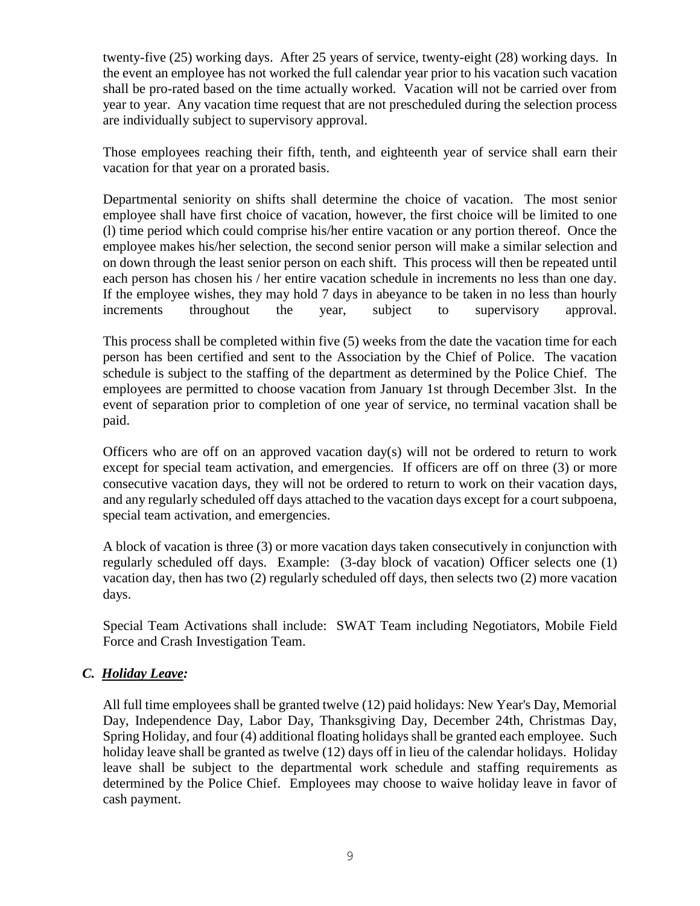twenty-five (25) working days. After 25 years of service, twenty-eight (28) working days. In the event an employee has not worked the full calendar year prior to his vacation such vacation shall be pro-rated based on the time actually worked. Vacation will not be carried over from year to year. Any vacation time request that are not prescheduled during the selection process are individually subject to supervisory approval.

Those employees reaching their fifth, tenth, and eighteenth year of service shall earn their vacation for that year on a prorated basis.

Departmental seniority on shifts shall determine the choice of vacation. The most senior employee shall have first choice of vacation, however, the first choice will be limited to one (l) time period which could comprise his/her entire vacation or any portion thereof. Once the employee makes his/her selection, the second senior person will make a similar selection and on down through the least senior person on each shift. This process will then be repeated until each person has chosen his / her entire vacation schedule in increments no less than one day. If the employee wishes, they may hold 7 days in abeyance to be taken in no less than hourly increments throughout the year, subject to supervisory approval.

This process shall be completed within five (5) weeks from the date the vacation time for each person has been certified and sent to the Association by the Chief of Police. The vacation schedule is subject to the staffing of the department as determined by the Police Chief. The employees are permitted to choose vacation from January 1st through December 3lst. In the event of separation prior to completion of one year of service, no terminal vacation shall be paid.

Officers who are off on an approved vacation day(s) will not be ordered to return to work except for special team activation, and emergencies. If officers are off on three (3) or more consecutive vacation days, they will not be ordered to return to work on their vacation days, and any regularly scheduled off days attached to the vacation days except for a court subpoena, special team activation, and emergencies.

A block of vacation is three (3) or more vacation days taken consecutively in conjunction with regularly scheduled off days. Example: (3-day block of vacation) Officer selects one (1) vacation day, then has two (2) regularly scheduled off days, then selects two (2) more vacation days.

Special Team Activations shall include: SWAT Team including Negotiators, Mobile Field Force and Crash Investigation Team.

### *C. <u>Holiday Leave</u>:*

All full time employees shall be granted twelve (12) paid holidays: New Year's Day, Memorial Day, Independence Day, Labor Day, Thanksgiving Day, December 24th, Christmas Day, Spring Holiday, and four (4) additional floating holidays shall be granted each employee. Such holiday leave shall be granted as twelve (12) days off in lieu of the calendar holidays. Holiday leave shall be subject to the departmental work schedule and staffing requirements as determined by the Police Chief. Employees may choose to waive holiday leave in favor of cash payment.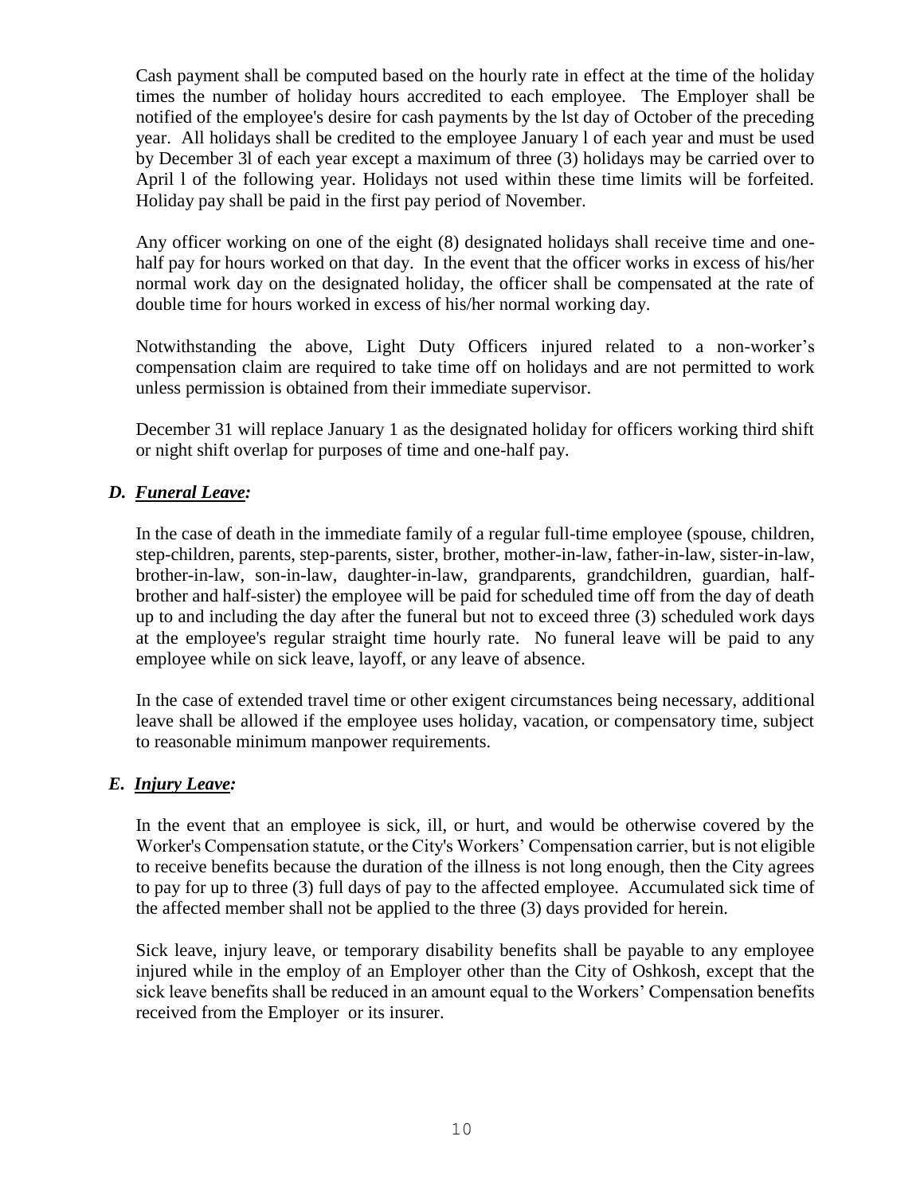Cash payment shall be computed based on the hourly rate in effect at the time of the holiday times the number of holiday hours accredited to each employee. The Employer shall be notified of the employee's desire for cash payments by the lst day of October of the preceding year. All holidays shall be credited to the employee January l of each year and must be used by December 3l of each year except a maximum of three (3) holidays may be carried over to April l of the following year. Holidays not used within these time limits will be forfeited. Holiday pay shall be paid in the first pay period of November.

Any officer working on one of the eight (8) designated holidays shall receive time and one-half pay for hours worked on that day. In the event that the officer works in excess of his/her normal work day on the designated holiday, the officer shall be compensated at the rate of double time for hours worked in excess of his/her normal working day.

Notwithstanding the above, Light Duty Officers injured related to a non-worker's compensation claim are required to take time off on holidays and are not permitted to work unless permission is obtained from their immediate supervisor.

December 31 will replace January 1 as the designated holiday for officers working third shift or night shift overlap for purposes of time and one-half pay.

***D. <u>Funeral Leave</u>:***

In the case of death in the immediate family of a regular full-time employee (spouse, children, step-children, parents, step-parents, sister, brother, mother-in-law, father-in-law, sister-in-law, brother-in-law, son-in-law, daughter-in-law, grandparents, grandchildren, guardian, half-brother and half-sister) the employee will be paid for scheduled time off from the day of death up to and including the day after the funeral but not to exceed three (3) scheduled work days at the employee's regular straight time hourly rate. No funeral leave will be paid to any employee while on sick leave, layoff, or any leave of absence.

In the case of extended travel time or other exigent circumstances being necessary, additional leave shall be allowed if the employee uses holiday, vacation, or compensatory time, subject to reasonable minimum manpower requirements.

***E. <u>Injury Leave</u>:***

In the event that an employee is sick, ill, or hurt, and would be otherwise covered by the Worker's Compensation statute, or the City's Workers' Compensation carrier, but is not eligible to receive benefits because the duration of the illness is not long enough, then the City agrees to pay for up to three (3) full days of pay to the affected employee. Accumulated sick time of the affected member shall not be applied to the three (3) days provided for herein.

Sick leave, injury leave, or temporary disability benefits shall be payable to any employee injured while in the employ of an Employer other than the City of Oshkosh, except that the sick leave benefits shall be reduced in an amount equal to the Workers' Compensation benefits received from the Employer or its insurer.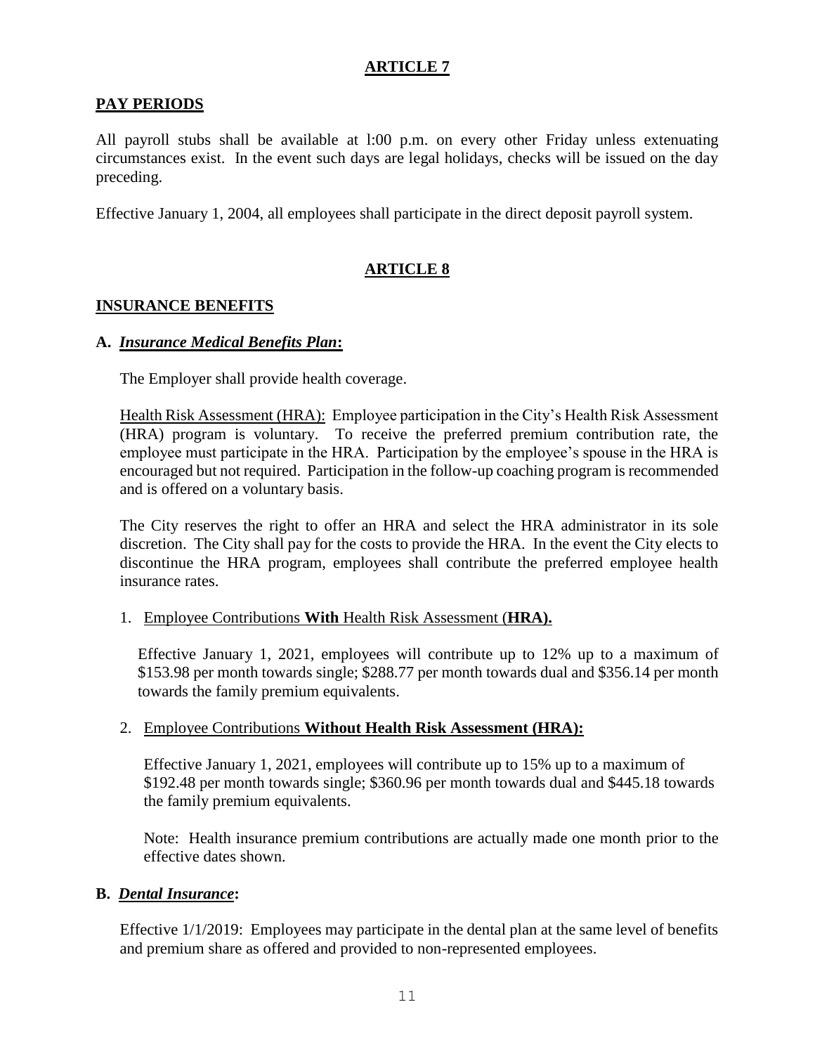## ARTICLE 7

### PAY PERIODS

All payroll stubs shall be available at l:00 p.m. on every other Friday unless extenuating circumstances exist. In the event such days are legal holidays, checks will be issued on the day preceding.

Effective January 1, 2004, all employees shall participate in the direct deposit payroll system.

## ARTICLE 8

### INSURANCE BENEFITS

**A.** ***Insurance Medical Benefits Plan*:**

The Employer shall provide health coverage.

Health Risk Assessment (HRA): Employee participation in the City's Health Risk Assessment (HRA) program is voluntary. To receive the preferred premium contribution rate, the employee must participate in the HRA. Participation by the employee's spouse in the HRA is encouraged but not required. Participation in the follow-up coaching program is recommended and is offered on a voluntary basis.

The City reserves the right to offer an HRA and select the HRA administrator in its sole discretion. The City shall pay for the costs to provide the HRA. In the event the City elects to discontinue the HRA program, employees shall contribute the preferred employee health insurance rates.

1. Employee Contributions **With** Health Risk Assessment (**HRA).**

   Effective January 1, 2021, employees will contribute up to 12% up to a maximum of \$153.98 per month towards single; \$288.77 per month towards dual and \$356.14 per month towards the family premium equivalents.

2. Employee Contributions **Without Health Risk Assessment (HRA):**

   Effective January 1, 2021, employees will contribute up to 15% up to a maximum of \$192.48 per month towards single; \$360.96 per month towards dual and \$445.18 towards the family premium equivalents.

   Note: Health insurance premium contributions are actually made one month prior to the effective dates shown.

**B.** ***Dental Insurance*:**

Effective 1/1/2019: Employees may participate in the dental plan at the same level of benefits and premium share as offered and provided to non-represented employees.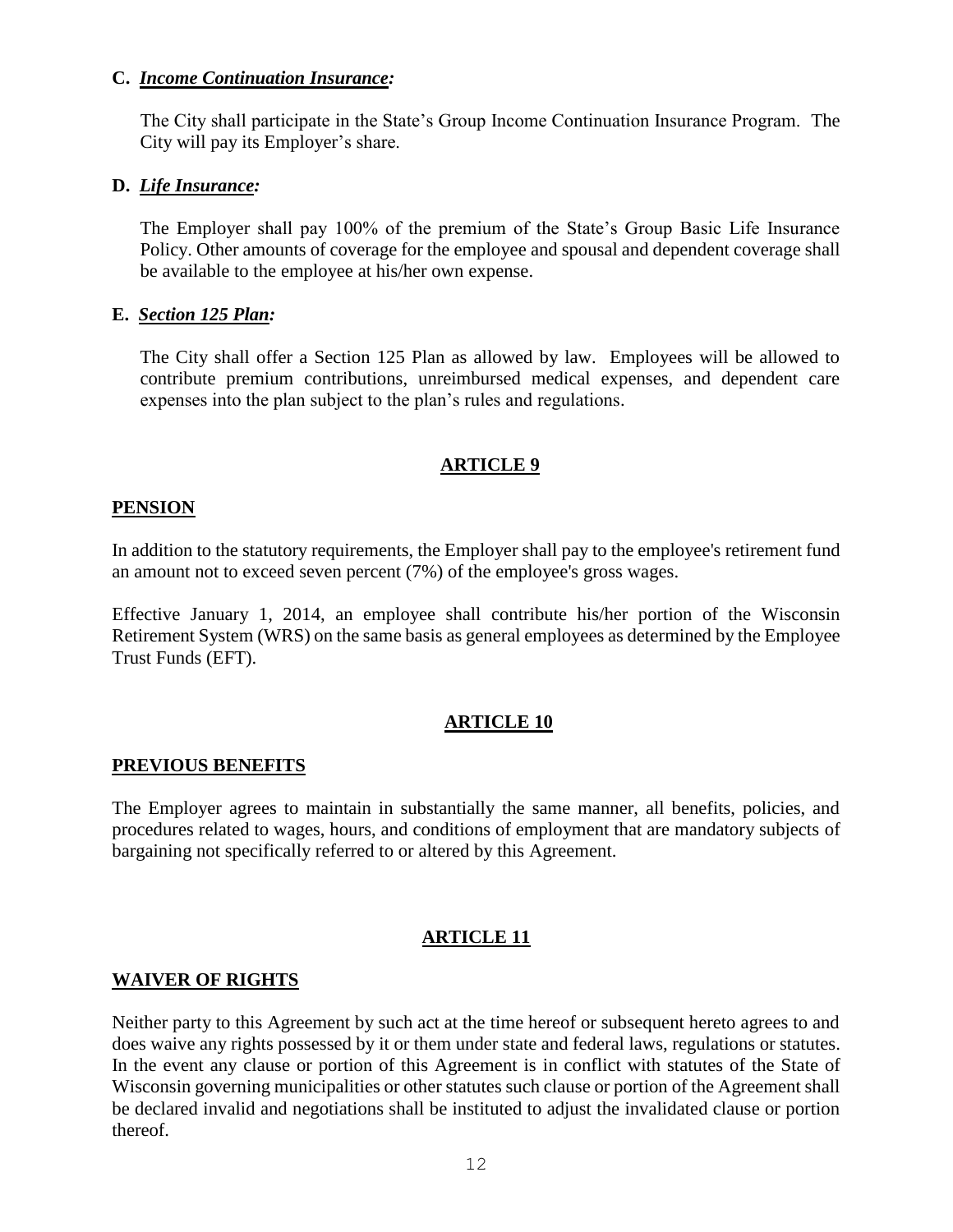**C.** ***Income Continuation Insurance:***

The City shall participate in the State's Group Income Continuation Insurance Program. The City will pay its Employer's share.

**D.** ***Life Insurance:***

The Employer shall pay 100% of the premium of the State's Group Basic Life Insurance Policy. Other amounts of coverage for the employee and spousal and dependent coverage shall be available to the employee at his/her own expense.

**E.** ***Section 125 Plan:***

The City shall offer a Section 125 Plan as allowed by law. Employees will be allowed to contribute premium contributions, unreimbursed medical expenses, and dependent care expenses into the plan subject to the plan's rules and regulations.

## ARTICLE 9

### PENSION

In addition to the statutory requirements, the Employer shall pay to the employee's retirement fund an amount not to exceed seven percent (7%) of the employee's gross wages.

Effective January 1, 2014, an employee shall contribute his/her portion of the Wisconsin Retirement System (WRS) on the same basis as general employees as determined by the Employee Trust Funds (EFT).

## ARTICLE 10

### PREVIOUS BENEFITS

The Employer agrees to maintain in substantially the same manner, all benefits, policies, and procedures related to wages, hours, and conditions of employment that are mandatory subjects of bargaining not specifically referred to or altered by this Agreement.

## ARTICLE 11

### WAIVER OF RIGHTS

Neither party to this Agreement by such act at the time hereof or subsequent hereto agrees to and does waive any rights possessed by it or them under state and federal laws, regulations or statutes. In the event any clause or portion of this Agreement is in conflict with statutes of the State of Wisconsin governing municipalities or other statutes such clause or portion of the Agreement shall be declared invalid and negotiations shall be instituted to adjust the invalidated clause or portion thereof.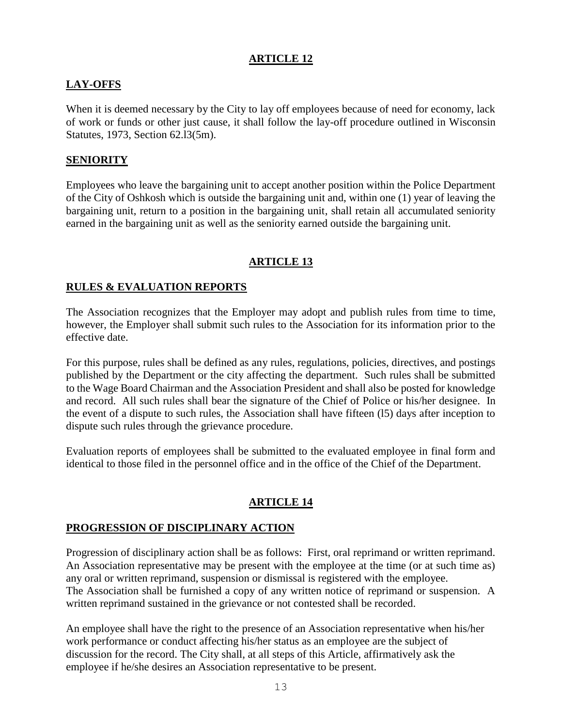## ARTICLE 12

### LAY-OFFS

When it is deemed necessary by the City to lay off employees because of need for economy, lack of work or funds or other just cause, it shall follow the lay-off procedure outlined in Wisconsin Statutes, 1973, Section 62.l3(5m).

### SENIORITY

Employees who leave the bargaining unit to accept another position within the Police Department of the City of Oshkosh which is outside the bargaining unit and, within one (1) year of leaving the bargaining unit, return to a position in the bargaining unit, shall retain all accumulated seniority earned in the bargaining unit as well as the seniority earned outside the bargaining unit.

## ARTICLE 13

### RULES & EVALUATION REPORTS

The Association recognizes that the Employer may adopt and publish rules from time to time, however, the Employer shall submit such rules to the Association for its information prior to the effective date.

For this purpose, rules shall be defined as any rules, regulations, policies, directives, and postings published by the Department or the city affecting the department. Such rules shall be submitted to the Wage Board Chairman and the Association President and shall also be posted for knowledge and record. All such rules shall bear the signature of the Chief of Police or his/her designee. In the event of a dispute to such rules, the Association shall have fifteen (l5) days after inception to dispute such rules through the grievance procedure.

Evaluation reports of employees shall be submitted to the evaluated employee in final form and identical to those filed in the personnel office and in the office of the Chief of the Department.

## ARTICLE 14

### PROGRESSION OF DISCIPLINARY ACTION

Progression of disciplinary action shall be as follows: First, oral reprimand or written reprimand. An Association representative may be present with the employee at the time (or at such time as) any oral or written reprimand, suspension or dismissal is registered with the employee. The Association shall be furnished a copy of any written notice of reprimand or suspension. A written reprimand sustained in the grievance or not contested shall be recorded.

An employee shall have the right to the presence of an Association representative when his/her work performance or conduct affecting his/her status as an employee are the subject of discussion for the record. The City shall, at all steps of this Article, affirmatively ask the employee if he/she desires an Association representative to be present.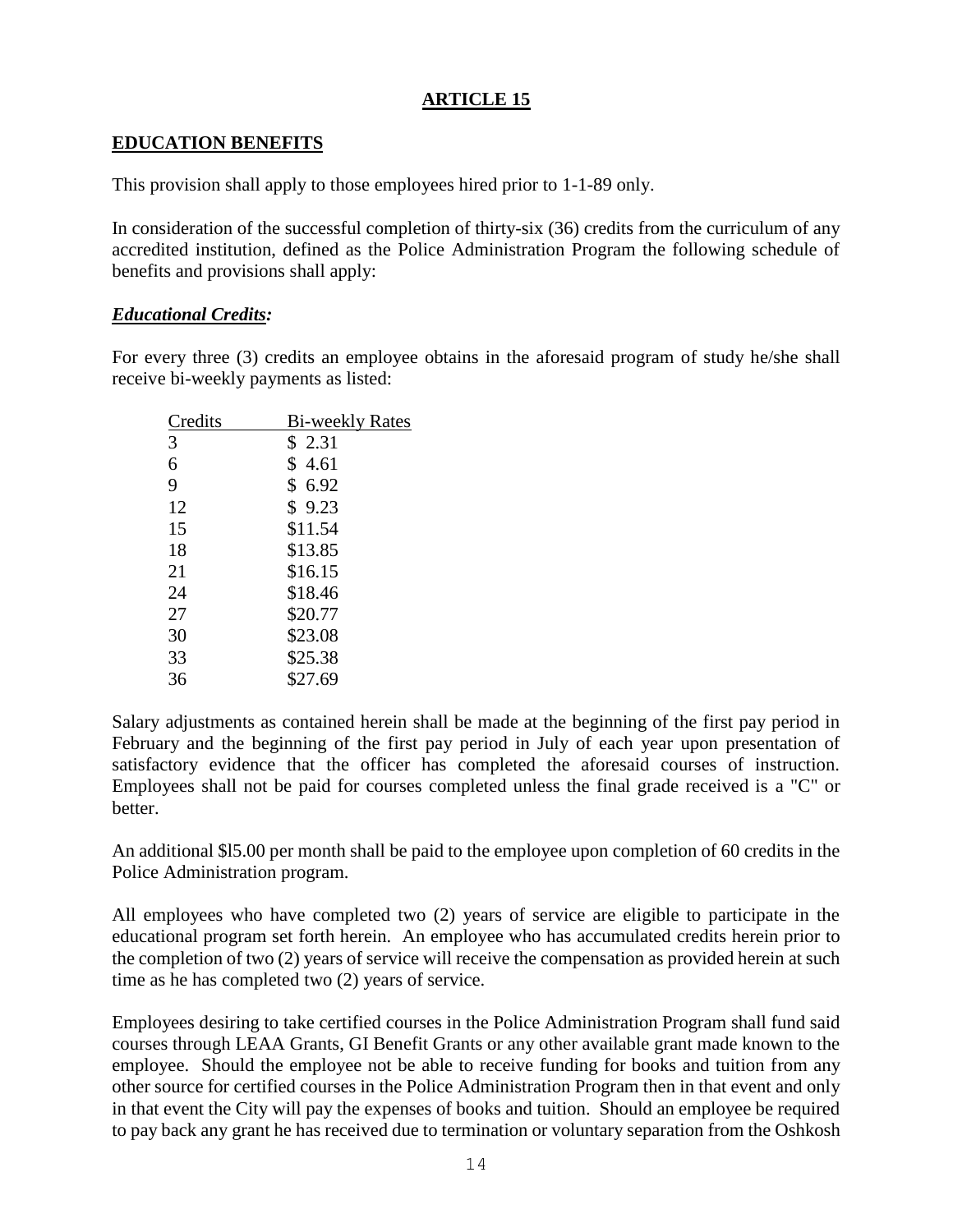## ARTICLE 15

### EDUCATION BENEFITS

This provision shall apply to those employees hired prior to 1-1-89 only.

In consideration of the successful completion of thirty-six (36) credits from the curriculum of any accredited institution, defined as the Police Administration Program the following schedule of benefits and provisions shall apply:

***Educational Credits:***

For every three (3) credits an employee obtains in the aforesaid program of study he/she shall receive bi-weekly payments as listed:

| Credits | Bi-weekly Rates |
|---|---|
| 3 | $ 2.31 |
| 6 | $ 4.61 |
| 9 | $ 6.92 |
| 12 | $ 9.23 |
| 15 | $11.54 |
| 18 | $13.85 |
| 21 | $16.15 |
| 24 | $18.46 |
| 27 | $20.77 |
| 30 | $23.08 |
| 33 | $25.38 |
| 36 | $27.69 |

Salary adjustments as contained herein shall be made at the beginning of the first pay period in February and the beginning of the first pay period in July of each year upon presentation of satisfactory evidence that the officer has completed the aforesaid courses of instruction. Employees shall not be paid for courses completed unless the final grade received is a "C" or better.

An additional $l5.00 per month shall be paid to the employee upon completion of 60 credits in the Police Administration program.

All employees who have completed two (2) years of service are eligible to participate in the educational program set forth herein. An employee who has accumulated credits herein prior to the completion of two (2) years of service will receive the compensation as provided herein at such time as he has completed two (2) years of service.

Employees desiring to take certified courses in the Police Administration Program shall fund said courses through LEAA Grants, GI Benefit Grants or any other available grant made known to the employee. Should the employee not be able to receive funding for books and tuition from any other source for certified courses in the Police Administration Program then in that event and only in that event the City will pay the expenses of books and tuition. Should an employee be required to pay back any grant he has received due to termination or voluntary separation from the Oshkosh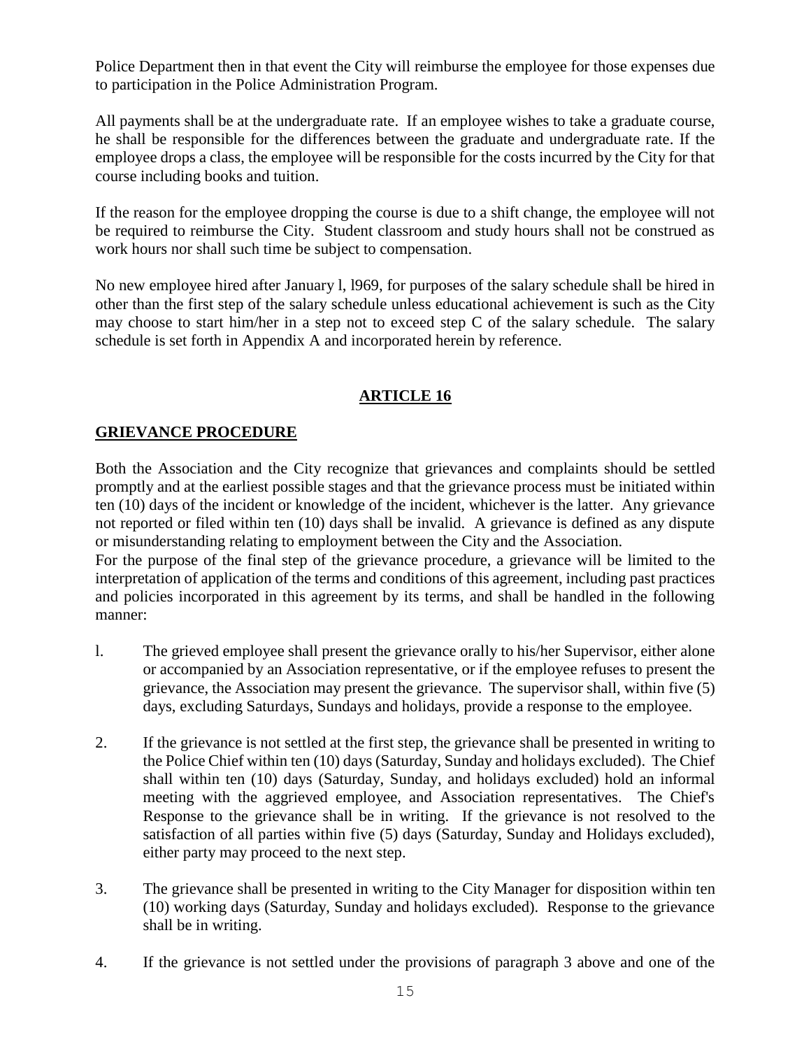Police Department then in that event the City will reimburse the employee for those expenses due to participation in the Police Administration Program.

All payments shall be at the undergraduate rate. If an employee wishes to take a graduate course, he shall be responsible for the differences between the graduate and undergraduate rate. If the employee drops a class, the employee will be responsible for the costs incurred by the City for that course including books and tuition.

If the reason for the employee dropping the course is due to a shift change, the employee will not be required to reimburse the City. Student classroom and study hours shall not be construed as work hours nor shall such time be subject to compensation.

No new employee hired after January l, l969, for purposes of the salary schedule shall be hired in other than the first step of the salary schedule unless educational achievement is such as the City may choose to start him/her in a step not to exceed step C of the salary schedule. The salary schedule is set forth in Appendix A and incorporated herein by reference.

## ARTICLE 16

## GRIEVANCE PROCEDURE

Both the Association and the City recognize that grievances and complaints should be settled promptly and at the earliest possible stages and that the grievance process must be initiated within ten (10) days of the incident or knowledge of the incident, whichever is the latter. Any grievance not reported or filed within ten (10) days shall be invalid. A grievance is defined as any dispute or misunderstanding relating to employment between the City and the Association.

For the purpose of the final step of the grievance procedure, a grievance will be limited to the interpretation of application of the terms and conditions of this agreement, including past practices and policies incorporated in this agreement by its terms, and shall be handled in the following manner:

l. The grieved employee shall present the grievance orally to his/her Supervisor, either alone or accompanied by an Association representative, or if the employee refuses to present the grievance, the Association may present the grievance. The supervisor shall, within five (5) days, excluding Saturdays, Sundays and holidays, provide a response to the employee.

2. If the grievance is not settled at the first step, the grievance shall be presented in writing to the Police Chief within ten (10) days (Saturday, Sunday and holidays excluded). The Chief shall within ten (10) days (Saturday, Sunday, and holidays excluded) hold an informal meeting with the aggrieved employee, and Association representatives. The Chief's Response to the grievance shall be in writing. If the grievance is not resolved to the satisfaction of all parties within five (5) days (Saturday, Sunday and Holidays excluded), either party may proceed to the next step.

3. The grievance shall be presented in writing to the City Manager for disposition within ten (10) working days (Saturday, Sunday and holidays excluded). Response to the grievance shall be in writing.

4. If the grievance is not settled under the provisions of paragraph 3 above and one of the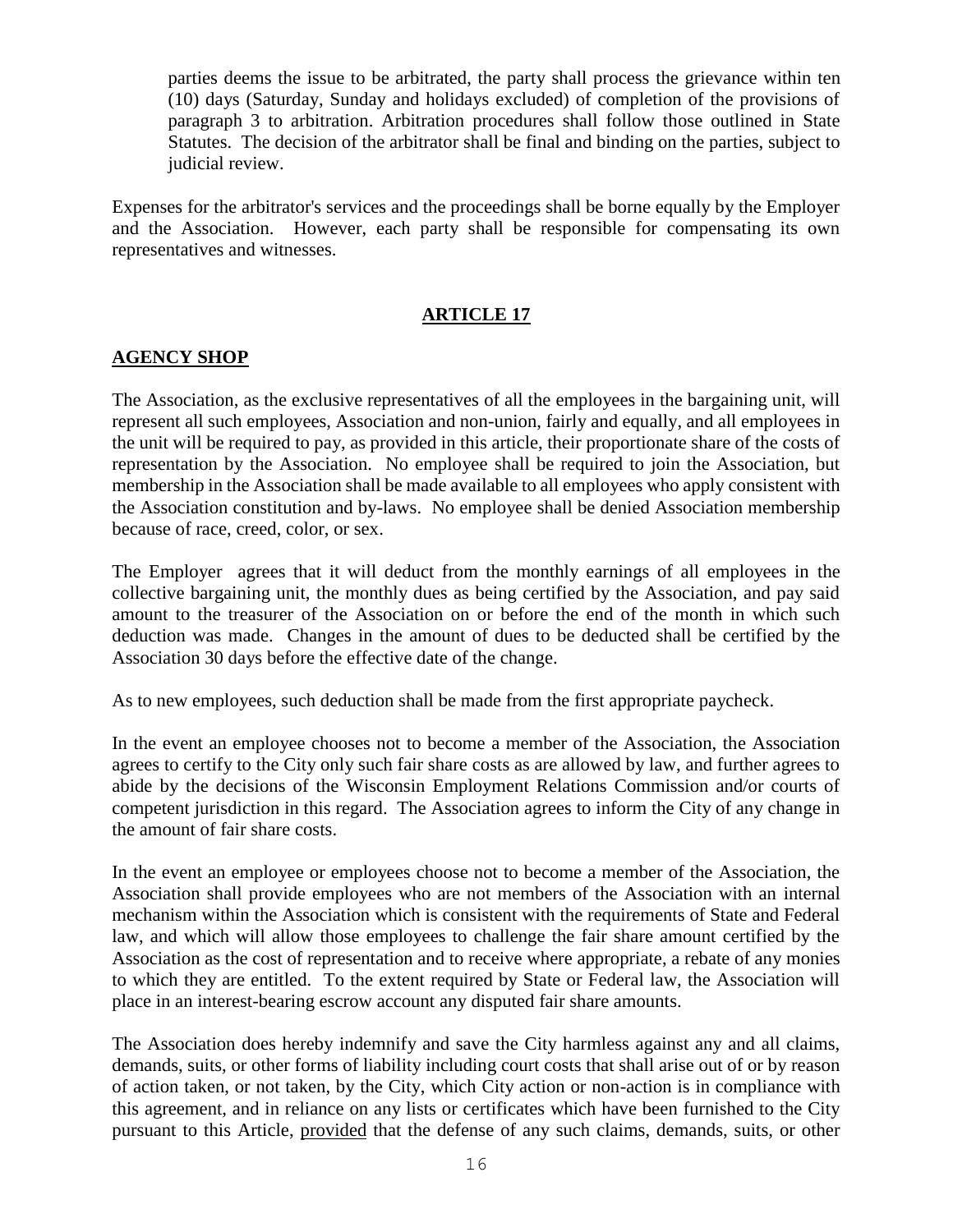parties deems the issue to be arbitrated, the party shall process the grievance within ten (10) days (Saturday, Sunday and holidays excluded) of completion of the provisions of paragraph 3 to arbitration. Arbitration procedures shall follow those outlined in State Statutes. The decision of the arbitrator shall be final and binding on the parties, subject to judicial review.

Expenses for the arbitrator's services and the proceedings shall be borne equally by the Employer and the Association. However, each party shall be responsible for compensating its own representatives and witnesses.

## ARTICLE 17

## AGENCY SHOP

The Association, as the exclusive representatives of all the employees in the bargaining unit, will represent all such employees, Association and non-union, fairly and equally, and all employees in the unit will be required to pay, as provided in this article, their proportionate share of the costs of representation by the Association. No employee shall be required to join the Association, but membership in the Association shall be made available to all employees who apply consistent with the Association constitution and by-laws. No employee shall be denied Association membership because of race, creed, color, or sex.

The Employer agrees that it will deduct from the monthly earnings of all employees in the collective bargaining unit, the monthly dues as being certified by the Association, and pay said amount to the treasurer of the Association on or before the end of the month in which such deduction was made. Changes in the amount of dues to be deducted shall be certified by the Association 30 days before the effective date of the change.

As to new employees, such deduction shall be made from the first appropriate paycheck.

In the event an employee chooses not to become a member of the Association, the Association agrees to certify to the City only such fair share costs as are allowed by law, and further agrees to abide by the decisions of the Wisconsin Employment Relations Commission and/or courts of competent jurisdiction in this regard. The Association agrees to inform the City of any change in the amount of fair share costs.

In the event an employee or employees choose not to become a member of the Association, the Association shall provide employees who are not members of the Association with an internal mechanism within the Association which is consistent with the requirements of State and Federal law, and which will allow those employees to challenge the fair share amount certified by the Association as the cost of representation and to receive where appropriate, a rebate of any monies to which they are entitled. To the extent required by State or Federal law, the Association will place in an interest-bearing escrow account any disputed fair share amounts.

The Association does hereby indemnify and save the City harmless against any and all claims, demands, suits, or other forms of liability including court costs that shall arise out of or by reason of action taken, or not taken, by the City, which City action or non-action is in compliance with this agreement, and in reliance on any lists or certificates which have been furnished to the City pursuant to this Article, provided that the defense of any such claims, demands, suits, or other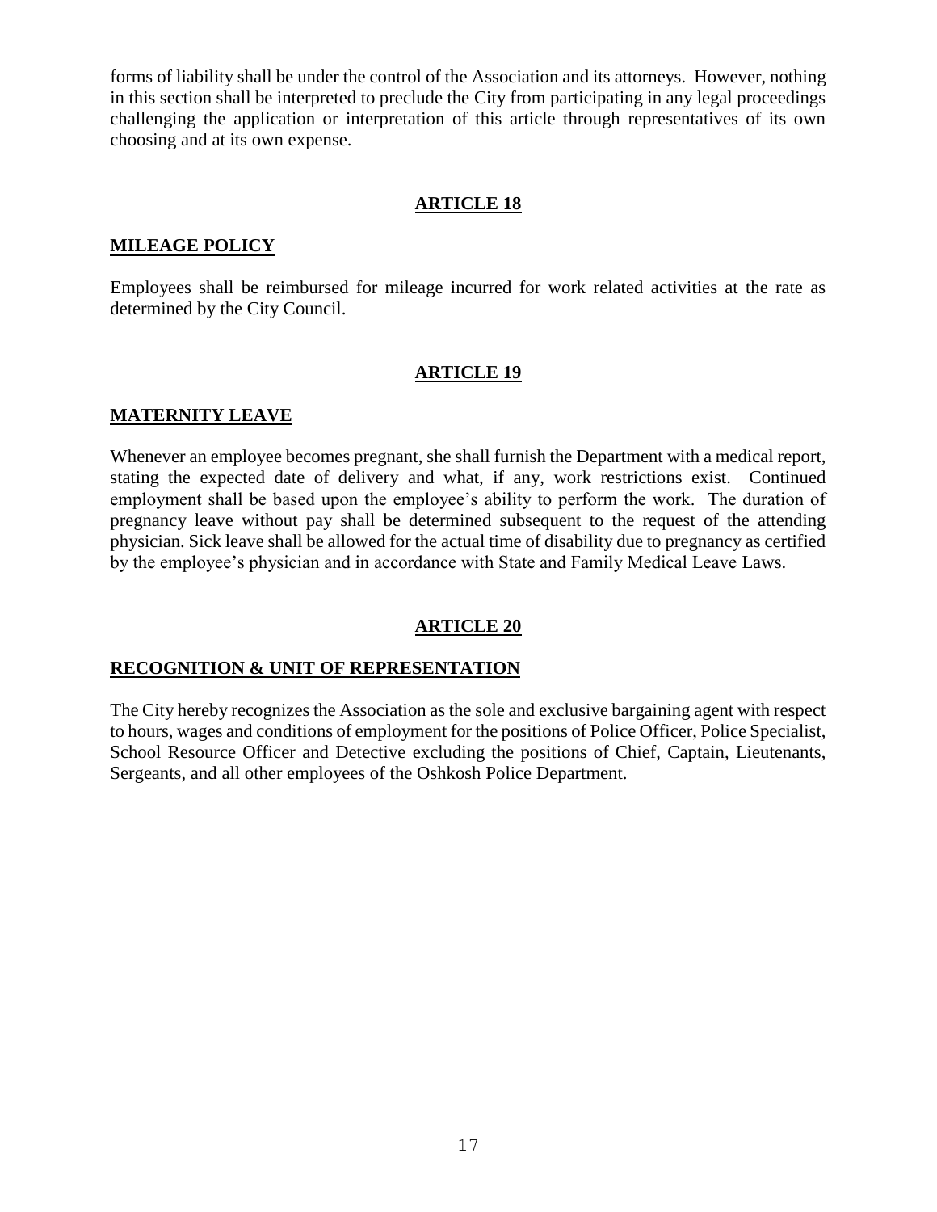forms of liability shall be under the control of the Association and its attorneys. However, nothing in this section shall be interpreted to preclude the City from participating in any legal proceedings challenging the application or interpretation of this article through representatives of its own choosing and at its own expense.

## ARTICLE 18

### MILEAGE POLICY

Employees shall be reimbursed for mileage incurred for work related activities at the rate as determined by the City Council.

## ARTICLE 19

### MATERNITY LEAVE

Whenever an employee becomes pregnant, she shall furnish the Department with a medical report, stating the expected date of delivery and what, if any, work restrictions exist. Continued employment shall be based upon the employee's ability to perform the work. The duration of pregnancy leave without pay shall be determined subsequent to the request of the attending physician. Sick leave shall be allowed for the actual time of disability due to pregnancy as certified by the employee's physician and in accordance with State and Family Medical Leave Laws.

## ARTICLE 20

### RECOGNITION & UNIT OF REPRESENTATION

The City hereby recognizes the Association as the sole and exclusive bargaining agent with respect to hours, wages and conditions of employment for the positions of Police Officer, Police Specialist, School Resource Officer and Detective excluding the positions of Chief, Captain, Lieutenants, Sergeants, and all other employees of the Oshkosh Police Department.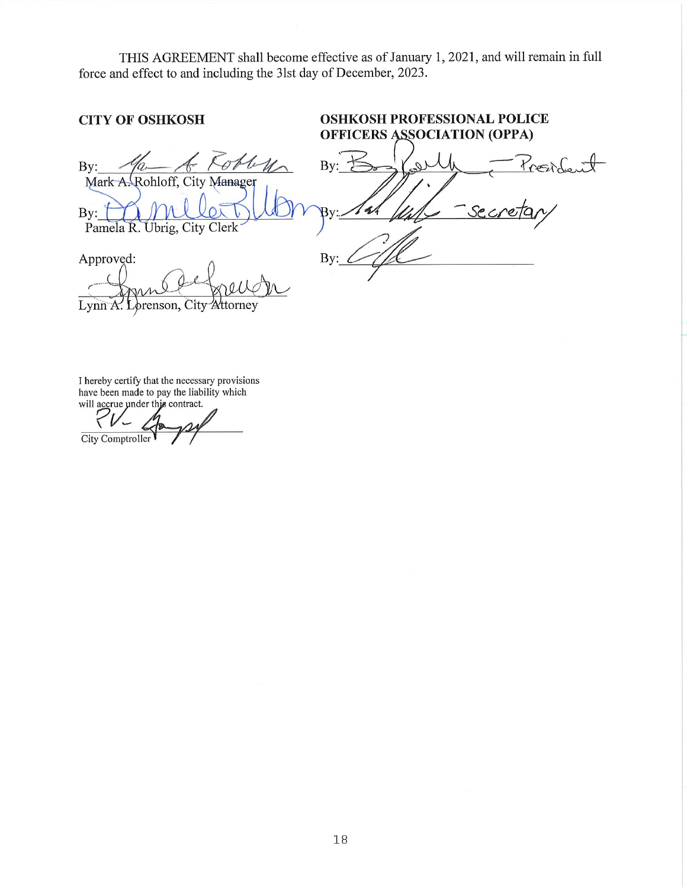THIS AGREEMENT shall become effective as of January 1, 2021, and will remain in full force and effect to and including the 31st day of December, 2023.

**CITY OF OSHKOSH**

By: ______________________
Mark A. Rohloff, City Manager

By: ______________________
Pamela R. Ubrig, City Clerk

Approved:

______________________
Lynn A. Lorenson, City Attorney

**OSHKOSH PROFESSIONAL POLICE OFFICERS ASSOCIATION (OPPA)**

By: ______________________ – President

By: ______________________ – Secretary

By: ______________________

I hereby certify that the necessary provisions have been made to pay the liability which will accrue under this contract.

______________________
City Comptroller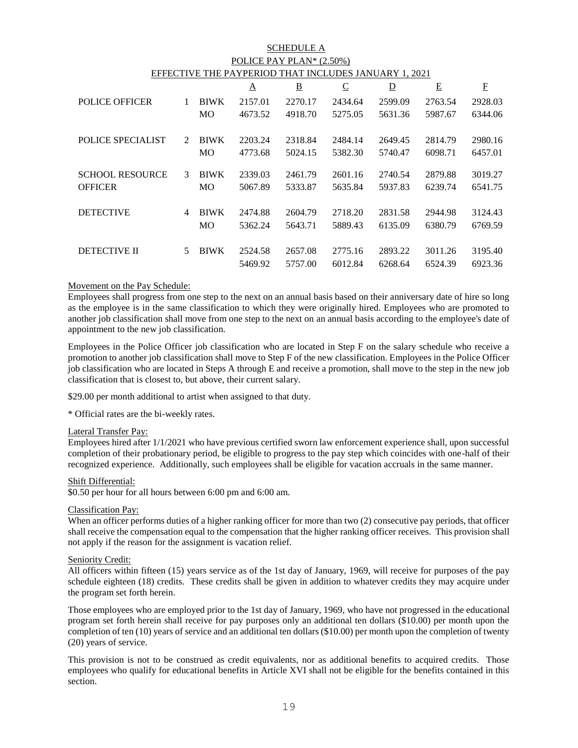# SCHEDULE A

## POLICE PAY PLAN* (2.50%)

### EFFECTIVE THE PAYPERIOD THAT INCLUDES JANUARY 1, 2021

| | | | A | B | C | D | E | F |
|---|---|---|---|---|---|---|---|---|
| POLICE OFFICER | 1 | BIWK | 2157.01 | 2270.17 | 2434.64 | 2599.09 | 2763.54 | 2928.03 |
| | | MO | 4673.52 | 4918.70 | 5275.05 | 5631.36 | 5987.67 | 6344.06 |
| POLICE SPECIALIST | 2 | BIWK | 2203.24 | 2318.84 | 2484.14 | 2649.45 | 2814.79 | 2980.16 |
| | | MO | 4773.68 | 5024.15 | 5382.30 | 5740.47 | 6098.71 | 6457.01 |
| SCHOOL RESOURCE OFFICER | 3 | BIWK | 2339.03 | 2461.79 | 2601.16 | 2740.54 | 2879.88 | 3019.27 |
| | | MO | 5067.89 | 5333.87 | 5635.84 | 5937.83 | 6239.74 | 6541.75 |
| DETECTIVE | 4 | BIWK | 2474.88 | 2604.79 | 2718.20 | 2831.58 | 2944.98 | 3124.43 |
| | | MO | 5362.24 | 5643.71 | 5889.43 | 6135.09 | 6380.79 | 6769.59 |
| DETECTIVE II | 5 | BIWK | 2524.58 | 2657.08 | 2775.16 | 2893.22 | 3011.26 | 3195.40 |
| | | | 5469.92 | 5757.00 | 6012.84 | 6268.64 | 6524.39 | 6923.36 |

Movement on the Pay Schedule:

Employees shall progress from one step to the next on an annual basis based on their anniversary date of hire so long as the employee is in the same classification to which they were originally hired. Employees who are promoted to another job classification shall move from one step to the next on an annual basis according to the employee's date of appointment to the new job classification.

Employees in the Police Officer job classification who are located in Step F on the salary schedule who receive a promotion to another job classification shall move to Step F of the new classification. Employees in the Police Officer job classification who are located in Steps A through E and receive a promotion, shall move to the step in the new job classification that is closest to, but above, their current salary.

$29.00 per month additional to artist when assigned to that duty.

* Official rates are the bi-weekly rates.

Lateral Transfer Pay:

Employees hired after 1/1/2021 who have previous certified sworn law enforcement experience shall, upon successful completion of their probationary period, be eligible to progress to the pay step which coincides with one-half of their recognized experience. Additionally, such employees shall be eligible for vacation accruals in the same manner.

Shift Differential:

$0.50 per hour for all hours between 6:00 pm and 6:00 am.

Classification Pay:

When an officer performs duties of a higher ranking officer for more than two (2) consecutive pay periods, that officer shall receive the compensation equal to the compensation that the higher ranking officer receives. This provision shall not apply if the reason for the assignment is vacation relief.

Seniority Credit:

All officers within fifteen (15) years service as of the 1st day of January, 1969, will receive for purposes of the pay schedule eighteen (18) credits. These credits shall be given in addition to whatever credits they may acquire under the program set forth herein.

Those employees who are employed prior to the 1st day of January, 1969, who have not progressed in the educational program set forth herein shall receive for pay purposes only an additional ten dollars ($10.00) per month upon the completion of ten (10) years of service and an additional ten dollars ($10.00) per month upon the completion of twenty (20) years of service.

This provision is not to be construed as credit equivalents, nor as additional benefits to acquired credits. Those employees who qualify for educational benefits in Article XVI shall not be eligible for the benefits contained in this section.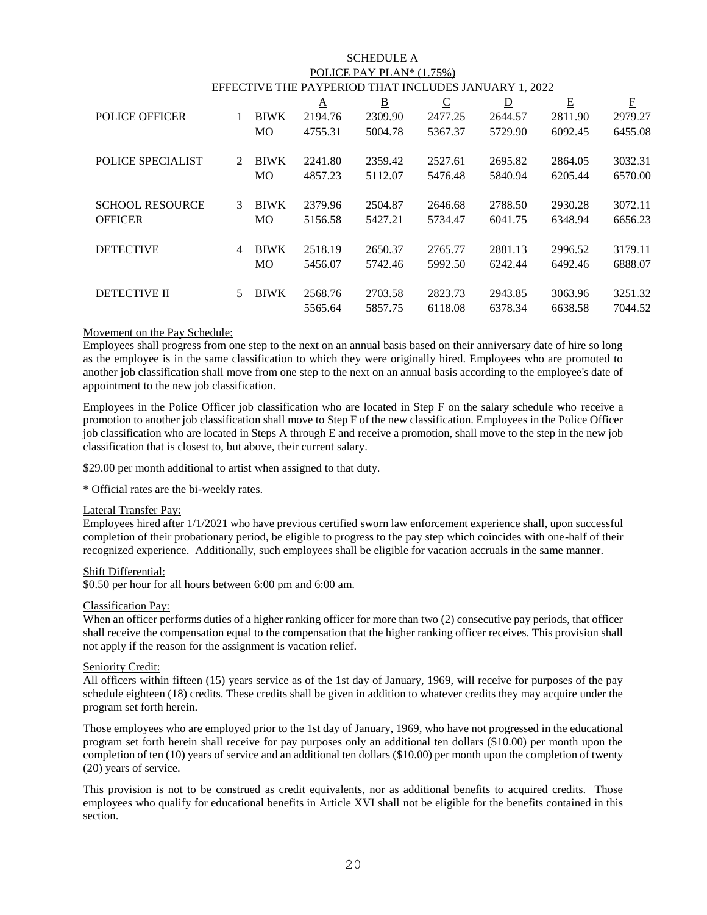## SCHEDULE A
## POLICE PAY PLAN* (1.75%)
## EFFECTIVE THE PAYPERIOD THAT INCLUDES JANUARY 1, 2022

| | | | A | B | C | D | E | F |
|---|---|---|---|---|---|---|---|---|
| POLICE OFFICER | 1 | BIWK | 2194.76 | 2309.90 | 2477.25 | 2644.57 | 2811.90 | 2979.27 |
| | | MO | 4755.31 | 5004.78 | 5367.37 | 5729.90 | 6092.45 | 6455.08 |
| POLICE SPECIALIST | 2 | BIWK | 2241.80 | 2359.42 | 2527.61 | 2695.82 | 2864.05 | 3032.31 |
| | | MO | 4857.23 | 5112.07 | 5476.48 | 5840.94 | 6205.44 | 6570.00 |
| SCHOOL RESOURCE OFFICER | 3 | BIWK | 2379.96 | 2504.87 | 2646.68 | 2788.50 | 2930.28 | 3072.11 |
| | | MO | 5156.58 | 5427.21 | 5734.47 | 6041.75 | 6348.94 | 6656.23 |
| DETECTIVE | 4 | BIWK | 2518.19 | 2650.37 | 2765.77 | 2881.13 | 2996.52 | 3179.11 |
| | | MO | 5456.07 | 5742.46 | 5992.50 | 6242.44 | 6492.46 | 6888.07 |
| DETECTIVE II | 5 | BIWK | 2568.76 | 2703.58 | 2823.73 | 2943.85 | 3063.96 | 3251.32 |
| | | | 5565.64 | 5857.75 | 6118.08 | 6378.34 | 6638.58 | 7044.52 |

Movement on the Pay Schedule:
Employees shall progress from one step to the next on an annual basis based on their anniversary date of hire so long as the employee is in the same classification to which they were originally hired. Employees who are promoted to another job classification shall move from one step to the next on an annual basis according to the employee's date of appointment to the new job classification.

Employees in the Police Officer job classification who are located in Step F on the salary schedule who receive a promotion to another job classification shall move to Step F of the new classification. Employees in the Police Officer job classification who are located in Steps A through E and receive a promotion, shall move to the step in the new job classification that is closest to, but above, their current salary.

$29.00 per month additional to artist when assigned to that duty.

* Official rates are the bi-weekly rates.

Lateral Transfer Pay:
Employees hired after 1/1/2021 who have previous certified sworn law enforcement experience shall, upon successful completion of their probationary period, be eligible to progress to the pay step which coincides with one-half of their recognized experience. Additionally, such employees shall be eligible for vacation accruals in the same manner.

Shift Differential:
$0.50 per hour for all hours between 6:00 pm and 6:00 am.

Classification Pay:
When an officer performs duties of a higher ranking officer for more than two (2) consecutive pay periods, that officer shall receive the compensation equal to the compensation that the higher ranking officer receives. This provision shall not apply if the reason for the assignment is vacation relief.

Seniority Credit:
All officers within fifteen (15) years service as of the 1st day of January, 1969, will receive for purposes of the pay schedule eighteen (18) credits. These credits shall be given in addition to whatever credits they may acquire under the program set forth herein.

Those employees who are employed prior to the 1st day of January, 1969, who have not progressed in the educational program set forth herein shall receive for pay purposes only an additional ten dollars ($10.00) per month upon the completion of ten (10) years of service and an additional ten dollars ($10.00) per month upon the completion of twenty (20) years of service.

This provision is not to be construed as credit equivalents, nor as additional benefits to acquired credits. Those employees who qualify for educational benefits in Article XVI shall not be eligible for the benefits contained in this section.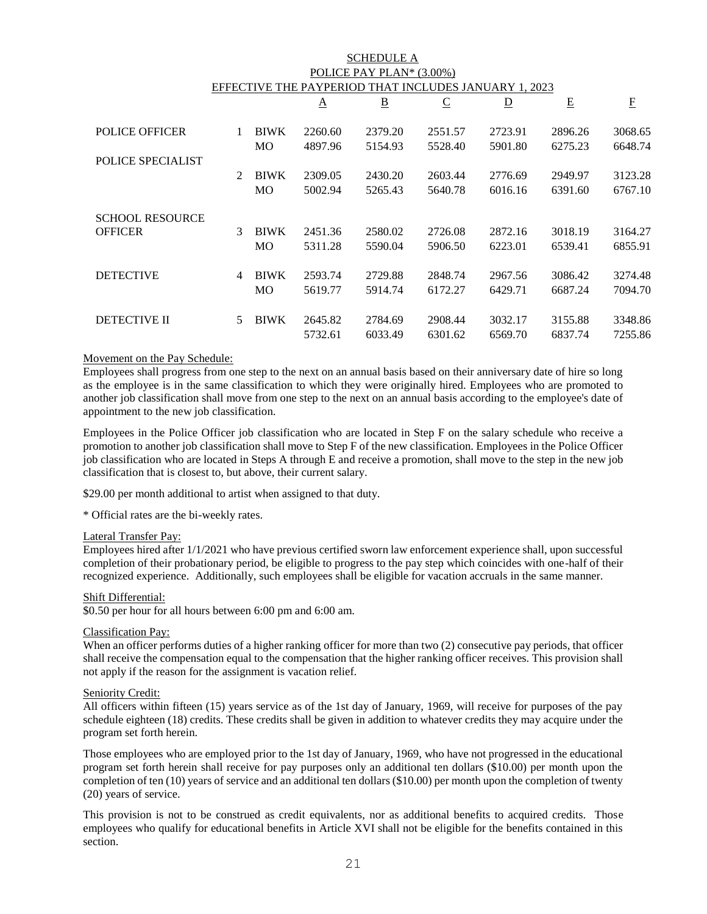# SCHEDULE A
## POLICE PAY PLAN* (3.00%)
### EFFECTIVE THE PAYPERIOD THAT INCLUDES JANUARY 1, 2023

| | | | A | B | C | D | E | F |
|---|---|---|---|---|---|---|---|---|
| POLICE OFFICER | 1 | BIWK | 2260.60 | 2379.20 | 2551.57 | 2723.91 | 2896.26 | 3068.65 |
| | | MO | 4897.96 | 5154.93 | 5528.40 | 5901.80 | 6275.23 | 6648.74 |
| POLICE SPECIALIST | 2 | BIWK | 2309.05 | 2430.20 | 2603.44 | 2776.69 | 2949.97 | 3123.28 |
| | | MO | 5002.94 | 5265.43 | 5640.78 | 6016.16 | 6391.60 | 6767.10 |
| SCHOOL RESOURCE OFFICER | 3 | BIWK | 2451.36 | 2580.02 | 2726.08 | 2872.16 | 3018.19 | 3164.27 |
| | | MO | 5311.28 | 5590.04 | 5906.50 | 6223.01 | 6539.41 | 6855.91 |
| DETECTIVE | 4 | BIWK | 2593.74 | 2729.88 | 2848.74 | 2967.56 | 3086.42 | 3274.48 |
| | | MO | 5619.77 | 5914.74 | 6172.27 | 6429.71 | 6687.24 | 7094.70 |
| DETECTIVE II | 5 | BIWK | 2645.82 | 2784.69 | 2908.44 | 3032.17 | 3155.88 | 3348.86 |
| | | | 5732.61 | 6033.49 | 6301.62 | 6569.70 | 6837.74 | 7255.86 |

Movement on the Pay Schedule:
Employees shall progress from one step to the next on an annual basis based on their anniversary date of hire so long as the employee is in the same classification to which they were originally hired. Employees who are promoted to another job classification shall move from one step to the next on an annual basis according to the employee's date of appointment to the new job classification.

Employees in the Police Officer job classification who are located in Step F on the salary schedule who receive a promotion to another job classification shall move to Step F of the new classification. Employees in the Police Officer job classification who are located in Steps A through E and receive a promotion, shall move to the step in the new job classification that is closest to, but above, their current salary.

$29.00 per month additional to artist when assigned to that duty.

* Official rates are the bi-weekly rates.

Lateral Transfer Pay:
Employees hired after 1/1/2021 who have previous certified sworn law enforcement experience shall, upon successful completion of their probationary period, be eligible to progress to the pay step which coincides with one-half of their recognized experience. Additionally, such employees shall be eligible for vacation accruals in the same manner.

Shift Differential:
$0.50 per hour for all hours between 6:00 pm and 6:00 am.

Classification Pay:
When an officer performs duties of a higher ranking officer for more than two (2) consecutive pay periods, that officer shall receive the compensation equal to the compensation that the higher ranking officer receives. This provision shall not apply if the reason for the assignment is vacation relief.

Seniority Credit:
All officers within fifteen (15) years service as of the 1st day of January, 1969, will receive for purposes of the pay schedule eighteen (18) credits. These credits shall be given in addition to whatever credits they may acquire under the program set forth herein.

Those employees who are employed prior to the 1st day of January, 1969, who have not progressed in the educational program set forth herein shall receive for pay purposes only an additional ten dollars ($10.00) per month upon the completion of ten (10) years of service and an additional ten dollars ($10.00) per month upon the completion of twenty (20) years of service.

This provision is not to be construed as credit equivalents, nor as additional benefits to acquired credits. Those employees who qualify for educational benefits in Article XVI shall not be eligible for the benefits contained in this section.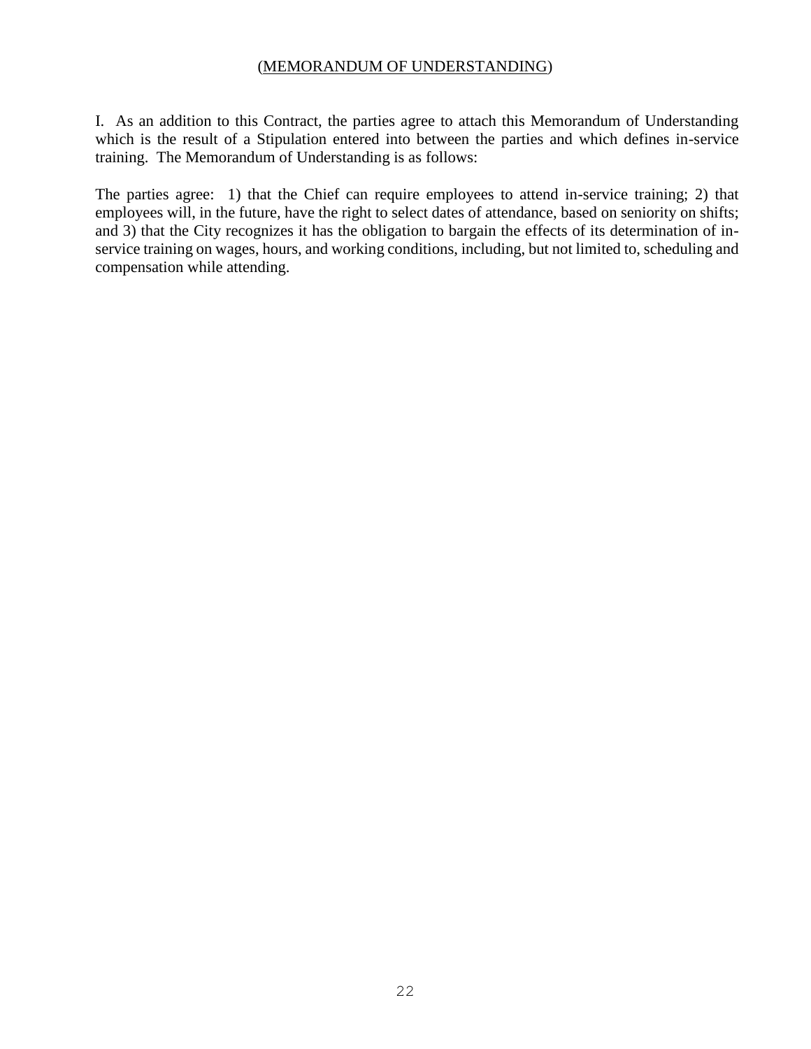(MEMORANDUM OF UNDERSTANDING)

I. As an addition to this Contract, the parties agree to attach this Memorandum of Understanding which is the result of a Stipulation entered into between the parties and which defines in-service training. The Memorandum of Understanding is as follows:

The parties agree: 1) that the Chief can require employees to attend in-service training; 2) that employees will, in the future, have the right to select dates of attendance, based on seniority on shifts; and 3) that the City recognizes it has the obligation to bargain the effects of its determination of in-service training on wages, hours, and working conditions, including, but not limited to, scheduling and compensation while attending.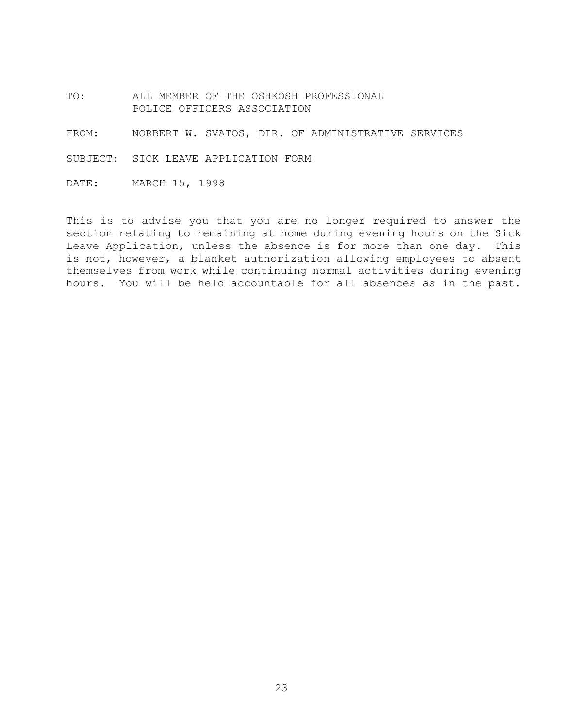TO: ALL MEMBER OF THE OSHKOSH PROFESSIONAL POLICE OFFICERS ASSOCIATION

FROM: NORBERT W. SVATOS, DIR. OF ADMINISTRATIVE SERVICES

SUBJECT: SICK LEAVE APPLICATION FORM

DATE: MARCH 15, 1998

This is to advise you that you are no longer required to answer the section relating to remaining at home during evening hours on the Sick Leave Application, unless the absence is for more than one day. This is not, however, a blanket authorization allowing employees to absent themselves from work while continuing normal activities during evening hours. You will be held accountable for all absences as in the past.